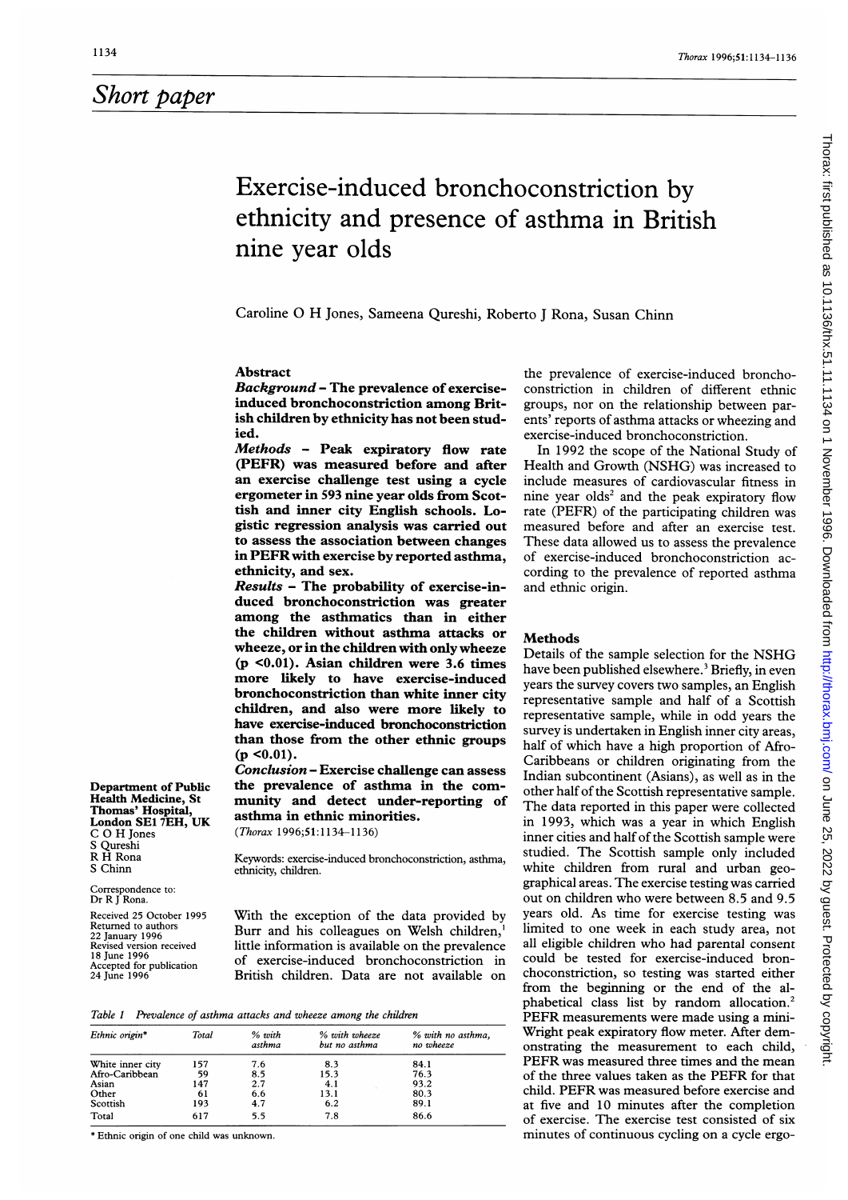## Short paper

# Exercise-induced bronchoconstriction by ethnicity and presence of asthma in British nine year olds

Caroline O H Jones, Sameena Qureshi, Roberto J Rona, Susan Chinn

Department of Public Health Medicine, St Thomas' Hospital, London SE1 7EH, UK
C O H Jones
S Qureshi
R H Rona
S Chinn

Correspondence to: Dr R J Rona.

Received 25 October 1995
Returned to authors 22 January 1996
Revised version received 18 June 1996
Accepted for publication 24 June 1996

### Abstract

**Background – The prevalence of exercise-induced bronchoconstriction among British children by ethnicity has not been studied.**

**Methods – Peak expiratory flow rate (PEFR) was measured before and after an exercise challenge test using a cycle ergometer in 593 nine year olds from Scottish and inner city English schools. Logistic regression analysis was carried out to assess the association between changes in PEFR with exercise by reported asthma, ethnicity, and sex.**

**Results – The probability of exercise-induced bronchoconstriction was greater among the asthmatics than in either the children without asthma attacks or wheeze, or in the children with only wheeze ($p < 0.01$). Asian children were 3.6 times more likely to have exercise-induced bronchoconstriction than white inner city children, and also were more likely to have exercise-induced bronchoconstriction than those from the other ethnic groups ($p < 0.01$).**

**Conclusion – Exercise challenge can assess the prevalence of asthma in the community and detect under-reporting of asthma in ethnic minorities.**

(*Thorax* 1996;51:1134–1136)

Keywords: exercise-induced bronchoconstriction, asthma, ethnicity, children.

With the exception of the data provided by Burr and his colleagues on Welsh children,[1] little information is available on the prevalence of exercise-induced bronchoconstriction in British children. Data are not available on the prevalence of exercise-induced bronchoconstriction in children of different ethnic groups, nor on the relationship between parents' reports of asthma attacks or wheezing and exercise-induced bronchoconstriction.

In 1992 the scope of the National Study of Health and Growth (NSHG) was increased to include measures of cardiovascular fitness in nine year olds[2] and the peak expiratory flow rate (PEFR) of the participating children was measured before and after an exercise test. These data allowed us to assess the prevalence of exercise-induced bronchoconstriction according to the prevalence of reported asthma and ethnic origin.

*Table 1 Prevalence of asthma attacks and wheeze among the children*

| Ethnic origin* | Total | % with asthma | % with wheeze but no asthma | % with no asthma, no wheeze |
|---|---|---|---|---|
| White inner city | 157 | 7.6 | 8.3 | 84.1 |
| Afro-Caribbean | 59 | 8.5 | 15.3 | 76.3 |
| Asian | 147 | 2.7 | 4.1 | 93.2 |
| Other | 61 | 6.6 | 13.1 | 80.3 |
| Scottish | 193 | 4.7 | 6.2 | 89.1 |
| Total | 617 | 5.5 | 7.8 | 86.6 |

\* Ethnic origin of one child was unknown.

### Methods

Details of the sample selection for the NSHG have been published elsewhere.[3] Briefly, in even years the survey covers two samples, an English representative sample and half of a Scottish representative sample, while in odd years the survey is undertaken in English inner city areas, half of which have a high proportion of Afro-Caribbeans or children originating from the Indian subcontinent (Asians), as well as in the other half of the Scottish representative sample. The data reported in this paper were collected in 1993, which was a year in which English inner cities and half of the Scottish sample were studied. The Scottish sample only included white children from rural and urban geographical areas. The exercise testing was carried out on children who were between 8.5 and 9.5 years old. As time for exercise testing was limited to one week in each study area, not all eligible children who had parental consent could be tested for exercise-induced bronchoconstriction, so testing was started either from the beginning or the end of the alphabetical class list by random allocation.[2] PEFR measurements were made using a mini-Wright peak expiratory flow meter. After demonstrating the measurement to each child, PEFR was measured three times and the mean of the three values taken as the PEFR for that child. PEFR was measured before exercise and at five and 10 minutes after the completion of exercise. The exercise test consisted of six minutes of continuous cycling on a cycle ergo-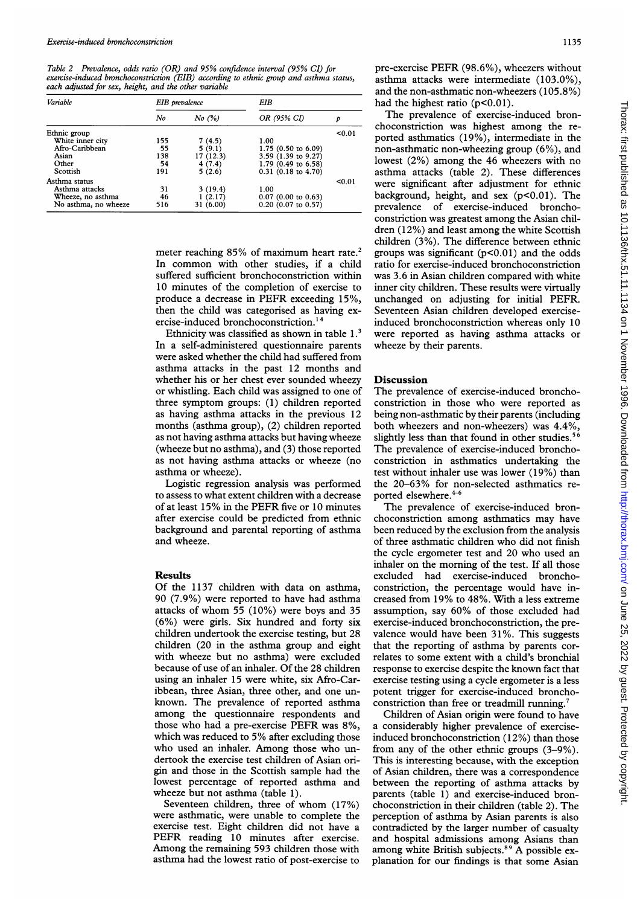Table 2 *Prevalence, odds ratio (OR) and 95% confidence interval (95% CI) for exercise-induced bronchoconstriction (EIB) according to ethnic group and asthma status, each adjusted for sex, height, and the other variable*

| Variable | EIB prevalence | | EIB | |
|---|---|---|---|---|
| | No | No (%) | OR (95% CI) | p |
| Ethnic group | | | | <0.01 |
| White inner city | 155 | 7 (4.5) | 1.00 | |
| Afro-Caribbean | 55 | 5 (9.1) | 1.75 (0.50 to 6.09) | |
| Asian | 138 | 17 (12.3) | 3.59 (1.39 to 9.27) | |
| Other | 54 | 4 (7.4) | 1.79 (0.49 to 6.58) | |
| Scottish | 191 | 5 (2.6) | 0.31 (0.18 to 4.70) | |
| Asthma status | | | | <0.01 |
| Asthma attacks | 31 | 3 (19.4) | 1.00 | |
| Wheeze, no asthma | 46 | 1 (2.17) | 0.07 (0.00 to 0.63) | |
| No asthma, no wheeze | 516 | 31 (6.00) | 0.20 (0.07 to 0.57) | |

meter reaching 85% of maximum heart rate.[2] In common with other studies, if a child suffered sufficient bronchoconstriction within 10 minutes of the completion of exercise to produce a decrease in PEFR exceeding 15%, then the child was categorised as having exercise-induced bronchoconstriction.[14]

Ethnicity was classified as shown in table 1.[3] In a self-administered questionnaire parents were asked whether the child had suffered from asthma attacks in the past 12 months and whether his or her chest ever sounded wheezy or whistling. Each child was assigned to one of three symptom groups: (1) children reported as having asthma attacks in the previous 12 months (asthma group), (2) children reported as not having asthma attacks but having wheeze (wheeze but no asthma), and (3) those reported as not having asthma attacks or wheeze (no asthma or wheeze).

Logistic regression analysis was performed to assess to what extent children with a decrease of at least 15% in the PEFR five or 10 minutes after exercise could be predicted from ethnic background and parental reporting of asthma and wheeze.

## Results

Of the 1137 children with data on asthma, 90 (7.9%) were reported to have had asthma attacks of whom 55 (10%) were boys and 35 (6%) were girls. Six hundred and forty six children undertook the exercise testing, but 28 children (20 in the asthma group and eight with wheeze but no asthma) were excluded because of use of an inhaler. Of the 28 children using an inhaler 15 were white, six Afro-Caribbean, three Asian, three other, and one unknown. The prevalence of reported asthma among the questionnaire respondents and those who had a pre-exercise PEFR was 8%, which was reduced to 5% after excluding those who used an inhaler. Among those who undertook the exercise test children of Asian origin and those in the Scottish sample had the lowest percentage of reported asthma and wheeze but not asthma (table 1).

Seventeen children, three of whom (17%) were asthmatic, were unable to complete the exercise test. Eight children did not have a PEFR reading 10 minutes after exercise. Among the remaining 593 children those with asthma had the lowest ratio of post-exercise to pre-exercise PEFR (98.6%), wheezers without asthma attacks were intermediate (103.0%), and the non-asthmatic non-wheezers (105.8%) had the highest ratio ($p<0.01$).

The prevalence of exercise-induced bronchoconstriction was highest among the reported asthmatics (19%), intermediate in the non-asthmatic non-wheezing group (6%), and lowest (2%) among the 46 wheezers with no asthma attacks (table 2). These differences were significant after adjustment for ethnic background, height, and sex ($p<0.01$). The prevalence of exercise-induced bronchoconstriction was greatest among the Asian children (12%) and least among the white Scottish children (3%). The difference between ethnic groups was significant ($p<0.01$) and the odds ratio for exercise-induced bronchoconstriction was 3.6 in Asian children compared with white inner city children. These results were virtually unchanged on adjusting for initial PEFR. Seventeen Asian children developed exercise-induced bronchoconstriction whereas only 10 were reported as having asthma attacks or wheeze by their parents.

## Discussion

The prevalence of exercise-induced bronchoconstriction in those who were reported as being non-asthmatic by their parents (including both wheezers and non-wheezers) was 4.4%, slightly less than that found in other studies.[5,6] The prevalence of exercise-induced bronchoconstriction in asthmatics undertaking the test without inhaler use was lower (19%) than the 20–63% for non-selected asthmatics reported elsewhere.[4-6]

The prevalence of exercise-induced bronchoconstriction among asthmatics may have been reduced by the exclusion from the analysis of three asthmatic children who did not finish the cycle ergometer test and 20 who used an inhaler on the morning of the test. If all those excluded had exercise-induced bronchoconstriction, the percentage would have increased from 19% to 48%. With a less extreme assumption, say 60% of those excluded had exercise-induced bronchoconstriction, the prevalence would have been 31%. This suggests that the reporting of asthma by parents correlates to some extent with a child's bronchial response to exercise despite the known fact that exercise testing using a cycle ergometer is a less potent trigger for exercise-induced bronchoconstriction than free or treadmill running.[7]

Children of Asian origin were found to have a considerably higher prevalence of exercise-induced bronchoconstriction (12%) than those from any of the other ethnic groups (3–9%). This is interesting because, with the exception of Asian children, there was a correspondence between the reporting of asthma attacks by parents (table 1) and exercise-induced bronchoconstriction in their children (table 2). The perception of asthma by Asian parents is also contradicted by the larger number of casualty and hospital admissions among Asians than among white British subjects.[8,9] A possible explanation for our findings is that some Asian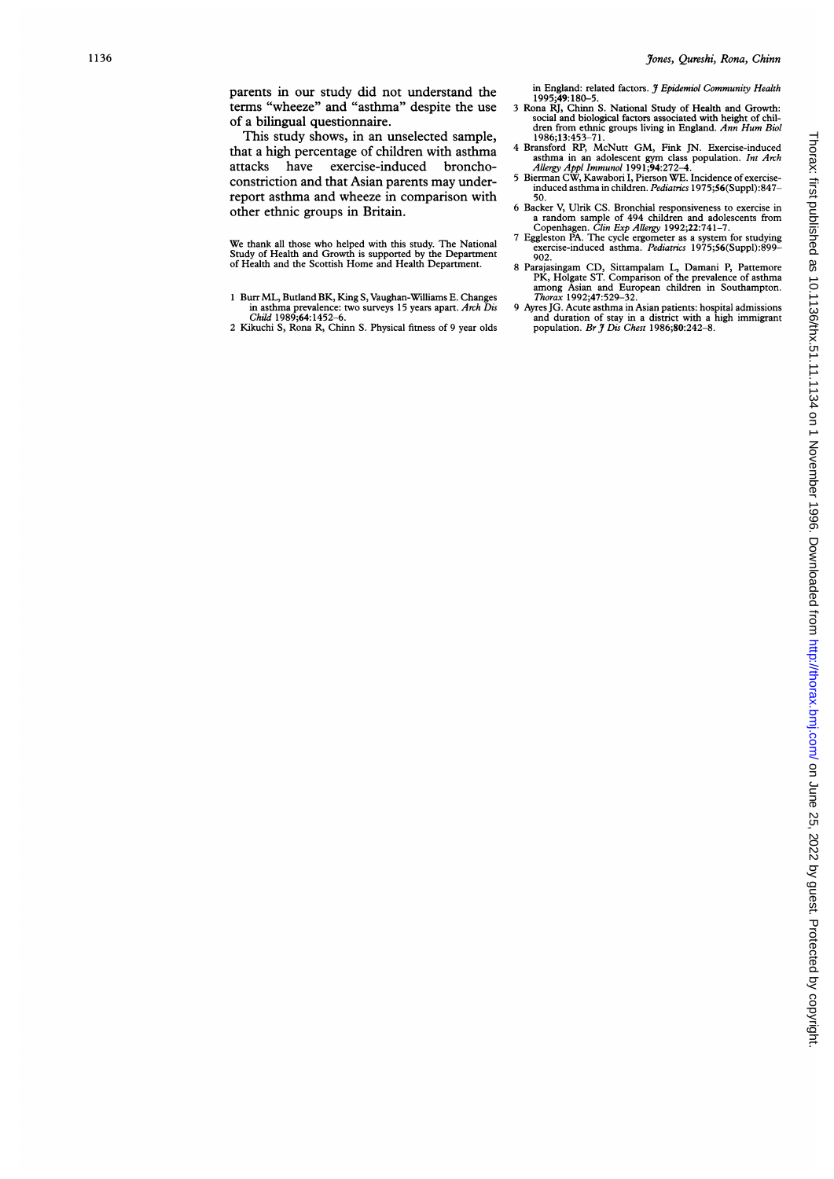parents in our study did not understand the terms "wheeze" and "asthma" despite the use of a bilingual questionnaire.

This study shows, in an unselected sample, that a high percentage of children with asthma attacks have exercise-induced bronchoconstriction and that Asian parents may underreport asthma and wheeze in comparison with other ethnic groups in Britain.

We thank all those who helped with this study. The National Study of Health and Growth is supported by the Department of Health and the Scottish Home and Health Department.

1. Burr ML, Butland BK, King S, Vaughan-Williams E. Changes in asthma prevalence: two surveys 15 years apart. *Arch Dis Child* 1989;**64**:1452–6.
2. Kikuchi S, Rona R, Chinn S. Physical fitness of 9 year olds in England: related factors. *J Epidemiol Community Health* 1995;**49**:180–5.
3. Rona RJ, Chinn S. National Study of Health and Growth: social and biological factors associated with height of children from ethnic groups living in England. *Ann Hum Biol* 1986;**13**:453–71.
4. Bransford RP, McNutt GM, Fink JN. Exercise-induced asthma in an adolescent gym class population. *Int Arch Allergy Appl Immunol* 1991;**94**:272–4.
5. Bierman CW, Kawabori I, Pierson WE. Incidence of exercise-induced asthma in children. *Pediatrics* 1975;**56**(Suppl):847–50.
6. Backer V, Ulrik CS. Bronchial responsiveness to exercise in a random sample of 494 children and adolescents from Copenhagen. *Clin Exp Allergy* 1992;**22**:741–7.
7. Eggleston PA. The cycle ergometer as a system for studying exercise-induced asthma. *Pediatrics* 1975;**56**(Suppl):899–902.
8. Parajasingam CD, Sittampalam L, Damani P, Pattemore PK, Holgate ST. Comparison of the prevalence of asthma among Asian and European children in Southampton. *Thorax* 1992;**47**:529–32.
9. Ayres JG. Acute asthma in Asian patients: hospital admissions and duration of stay in a district with a high immigrant population. *Br J Dis Chest* 1986;**80**:242–8.